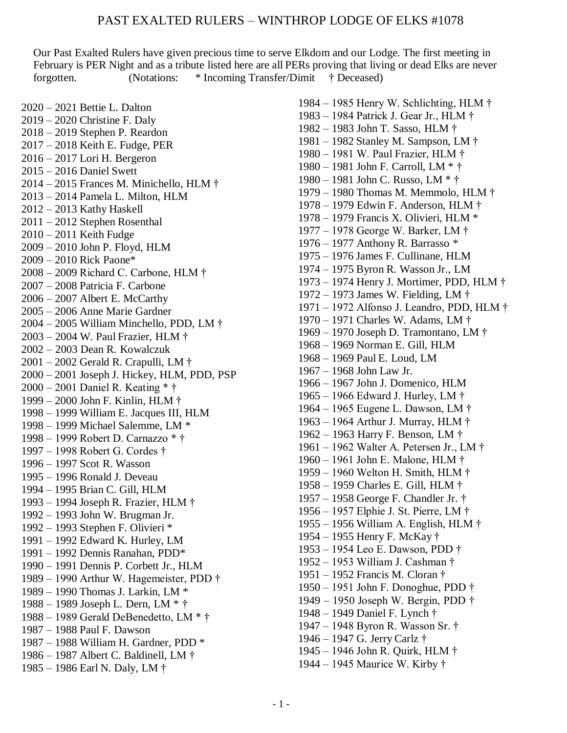# PAST EXALTED RULERS – WINTHROP LODGE OF ELKS #1078

Our Past Exalted Rulers have given precious time to serve Elkdom and our Lodge. The first meeting in February is PER Night and as a tribute listed here are all PERs proving that living or dead Elks are never forgotten. (Notations: * Incoming Transfer/Dimit † Deceased)

2020 – 2021 Bettie L. Dalton
2019 – 2020 Christine F. Daly
2018 – 2019 Stephen P. Reardon
2017 – 2018 Keith E. Fudge, PER
2016 – 2017 Lori H. Bergeron
2015 – 2016 Daniel Swett
2014 – 2015 Frances M. Minichello, HLM †
2013 – 2014 Pamela L. Milton, HLM
2012 – 2013 Kathy Haskell
2011 – 2012 Stephen Rosenthal
2010 – 2011 Keith Fudge
2009 – 2010 John P. Floyd, HLM
2009 – 2010 Rick Paone*
2008 – 2009 Richard C. Carbone, HLM †
2007 – 2008 Patricia F. Carbone
2006 – 2007 Albert E. McCarthy
2005 – 2006 Anne Marie Gardner
2004 – 2005 William Minchello, PDD, LM †
2003 – 2004 W. Paul Frazier, HLM †
2002 – 2003 Dean R. Kowalczuk
2001 – 2002 Gerald R. Crapulli, LM †
2000 – 2001 Joseph J. Hickey, HLM, PDD, PSP
2000 – 2001 Daniel R. Keating * †
1999 – 2000 John F. Kinlin, HLM †
1998 – 1999 William E. Jacques III, HLM
1998 – 1999 Michael Salemme, LM *
1998 – 1999 Robert D. Carnazzo * †
1997 – 1998 Robert G. Cordes †
1996 – 1997 Scot R. Wasson
1995 – 1996 Ronald J. Deveau
1994 – 1995 Brian C. Gill, HLM
1993 – 1994 Joseph R. Frazier, HLM †
1992 – 1993 John W. Brugman Jr.
1992 – 1993 Stephen F. Olivieri *
1991 – 1992 Edward K. Hurley, LM
1991 – 1992 Dennis Ranahan, PDD*
1990 – 1991 Dennis P. Corbett Jr., HLM
1989 – 1990 Arthur W. Hagemeister, PDD †
1989 – 1990 Thomas J. Larkin, LM *
1988 – 1989 Joseph L. Dern, LM * †
1988 – 1989 Gerald DeBenedetto, LM * †
1987 – 1988 Paul F. Dawson
1987 – 1988 William H. Gardner, PDD *
1986 – 1987 Albert C. Baldinell, LM †
1985 – 1986 Earl N. Daly, LM †
1984 – 1985 Henry W. Schlichting, HLM †
1983 – 1984 Patrick J. Gear Jr., HLM †
1982 – 1983 John T. Sasso, HLM †
1981 – 1982 Stanley M. Sampson, LM †
1980 – 1981 W. Paul Frazier, HLM †
1980 – 1981 John F. Carroll, LM * †
1980 – 1981 John C. Russo, LM * †
1979 – 1980 Thomas M. Memmolo, HLM †
1978 – 1979 Edwin F. Anderson, HLM †
1978 – 1979 Francis X. Olivieri, HLM *
1977 – 1978 George W. Barker, LM †
1976 – 1977 Anthony R. Barrasso *
1975 – 1976 James F. Cullinane, HLM
1974 – 1975 Byron R. Wasson Jr., LM
1973 – 1974 Henry J. Mortimer, PDD, HLM †
1972 – 1973 James W. Fielding, LM †
1971 – 1972 Alfonso J. Leandro, PDD, HLM †
1970 – 1971 Charles W. Adams, LM †
1969 – 1970 Joseph D. Tramontano, LM †
1968 – 1969 Norman E. Gill, HLM
1968 – 1969 Paul E. Loud, LM
1967 – 1968 John Law Jr.
1966 – 1967 John J. Domenico, HLM
1965 – 1966 Edward J. Hurley, LM †
1964 – 1965 Eugene L. Dawson, LM †
1963 – 1964 Arthur J. Murray, HLM †
1962 – 1963 Harry F. Benson, LM †
1961 – 1962 Walter A. Petersen Jr., LM †
1960 – 1961 John E. Malone, HLM †
1959 – 1960 Welton H. Smith, HLM †
1958 – 1959 Charles E. Gill, HLM †
1957 – 1958 George F. Chandler Jr. †
1956 – 1957 Elphie J. St. Pierre, LM †
1955 – 1956 William A. English, HLM †
1954 – 1955 Henry F. McKay †
1953 – 1954 Leo E. Dawson, PDD †
1952 – 1953 William J. Cashman †
1951 – 1952 Francis M. Cloran †
1950 – 1951 John F. Donoghue, PDD †
1949 – 1950 Joseph W. Bergin, PDD †
1948 – 1949 Daniel F. Lynch †
1947 – 1948 Byron R. Wasson Sr. †
1946 – 1947 G. Jerry Carlz †
1945 – 1946 John R. Quirk, HLM †
1944 – 1945 Maurice W. Kirby †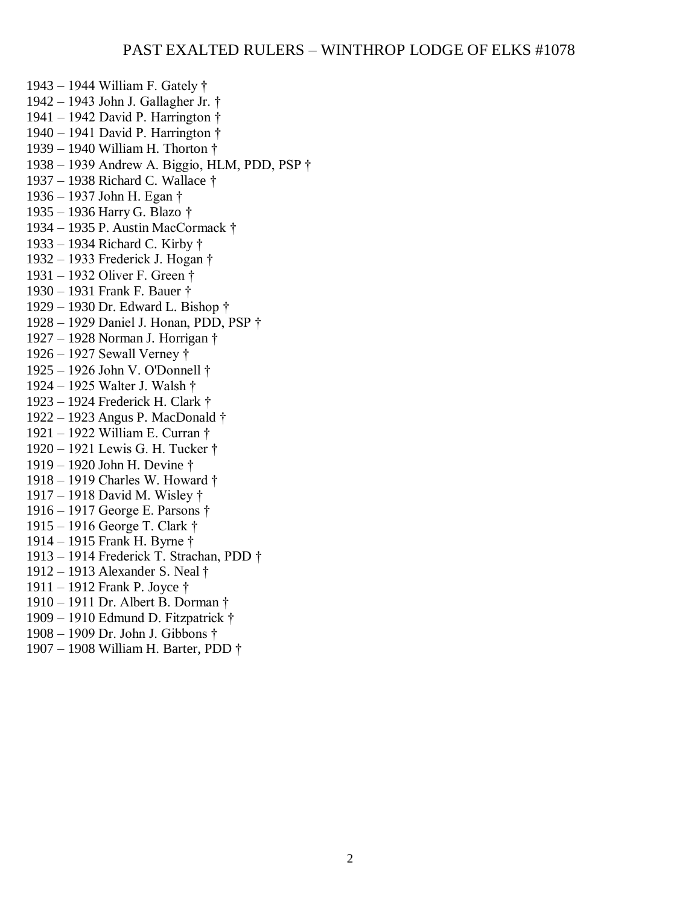# PAST EXALTED RULERS – WINTHROP LODGE OF ELKS #1078

1943 – 1944 William F. Gately †
1942 – 1943 John J. Gallagher Jr. †
1941 – 1942 David P. Harrington †
1940 – 1941 David P. Harrington †
1939 – 1940 William H. Thorton †
1938 – 1939 Andrew A. Biggio, HLM, PDD, PSP †
1937 – 1938 Richard C. Wallace †
1936 – 1937 John H. Egan †
1935 – 1936 Harry G. Blazo †
1934 – 1935 P. Austin MacCormack †
1933 – 1934 Richard C. Kirby †
1932 – 1933 Frederick J. Hogan †
1931 – 1932 Oliver F. Green †
1930 – 1931 Frank F. Bauer †
1929 – 1930 Dr. Edward L. Bishop †
1928 – 1929 Daniel J. Honan, PDD, PSP †
1927 – 1928 Norman J. Horrigan †
1926 – 1927 Sewall Verney †
1925 – 1926 John V. O'Donnell †
1924 – 1925 Walter J. Walsh †
1923 – 1924 Frederick H. Clark †
1922 – 1923 Angus P. MacDonald †
1921 – 1922 William E. Curran †
1920 – 1921 Lewis G. H. Tucker †
1919 – 1920 John H. Devine †
1918 – 1919 Charles W. Howard †
1917 – 1918 David M. Wisley †
1916 – 1917 George E. Parsons †
1915 – 1916 George T. Clark †
1914 – 1915 Frank H. Byrne †
1913 – 1914 Frederick T. Strachan, PDD †
1912 – 1913 Alexander S. Neal †
1911 – 1912 Frank P. Joyce †
1910 – 1911 Dr. Albert B. Dorman †
1909 – 1910 Edmund D. Fitzpatrick †
1908 – 1909 Dr. John J. Gibbons †
1907 – 1908 William H. Barter, PDD †